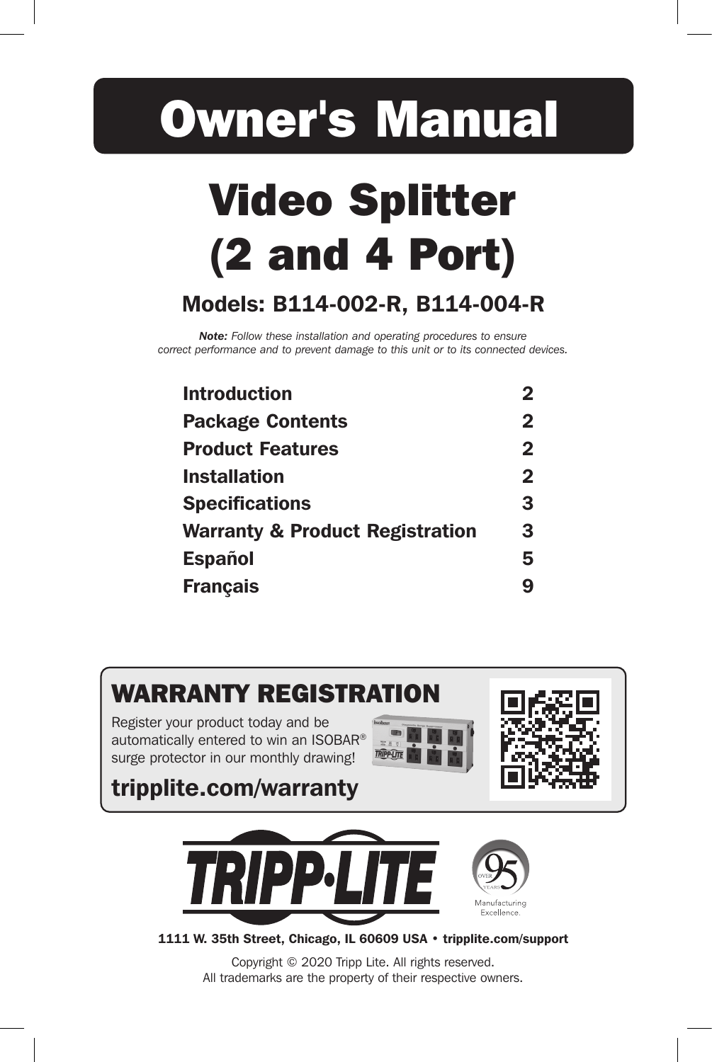# Owner's Manual

# Video Splitter (2 and 4 Port)

## Models: B114-002-R, B114-004-R

***Note:*** *Follow these installation and operating procedures to ensure correct performance and to prevent damage to this unit or to its connected devices.*

| | |
|---|---|
| **Introduction** | **2** |
| **Package Contents** | **2** |
| **Product Features** | **2** |
| **Installation** | **2** |
| **Specifications** | **3** |
| **Warranty & Product Registration** | **3** |
| **Español** | **5** |
| **Français** | **9** |

## WARRANTY REGISTRATION

Register your product today and be automatically entered to win an ISOBAR® surge protector in our monthly drawing!

**tripplite.com/warranty**

TRIPP·LITE

OVER 95 YEARS Manufacturing Excellence.

**1111 W. 35th Street, Chicago, IL 60609 USA • tripplite.com/support**

Copyright © 2020 Tripp Lite. All rights reserved.
All trademarks are the property of their respective owners.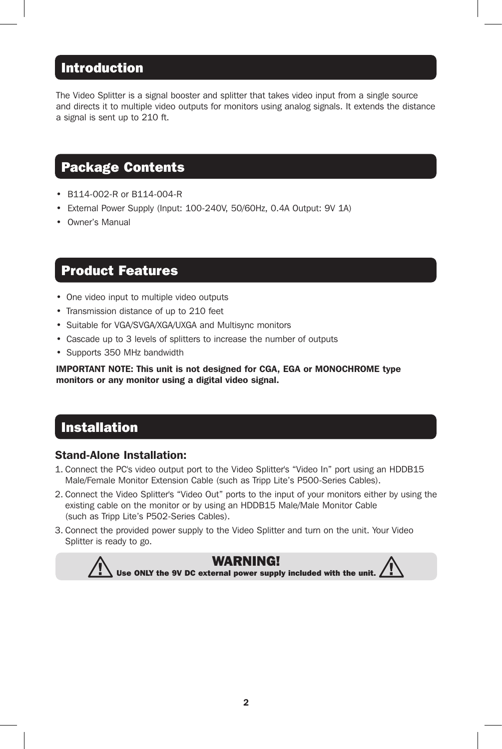## Introduction

The Video Splitter is a signal booster and splitter that takes video input from a single source and directs it to multiple video outputs for monitors using analog signals. It extends the distance a signal is sent up to 210 ft.

## Package Contents

- B114-002-R or B114-004-R
- External Power Supply (Input: 100-240V, 50/60Hz, 0.4A Output: 9V 1A)
- Owner's Manual

## Product Features

- One video input to multiple video outputs
- Transmission distance of up to 210 feet
- Suitable for VGA/SVGA/XGA/UXGA and Multisync monitors
- Cascade up to 3 levels of splitters to increase the number of outputs
- Supports 350 MHz bandwidth

**IMPORTANT NOTE: This unit is not designed for CGA, EGA or MONOCHROME type monitors or any monitor using a digital video signal.**

## Installation

### Stand-Alone Installation:

1. Connect the PC's video output port to the Video Splitter's "Video In" port using an HDDB15 Male/Female Monitor Extension Cable (such as Tripp Lite's P500-Series Cables).
2. Connect the Video Splitter's "Video Out" ports to the input of your monitors either by using the existing cable on the monitor or by using an HDDB15 Male/Male Monitor Cable (such as Tripp Lite's P502-Series Cables).
3. Connect the provided power supply to the Video Splitter and turn on the unit. Your Video Splitter is ready to go.

**WARNING!**
**Use ONLY the 9V DC external power supply included with the unit.**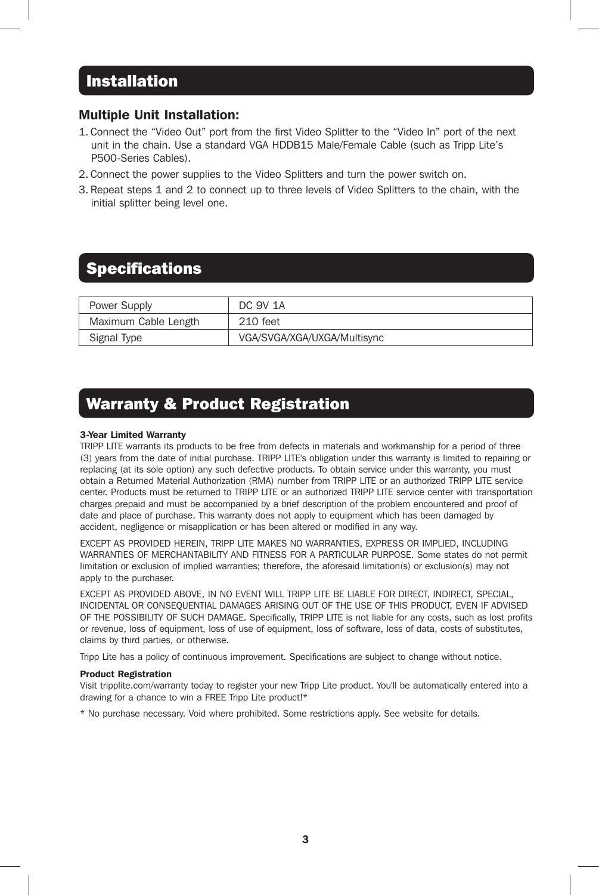## Installation

### Multiple Unit Installation:

1. Connect the “Video Out” port from the first Video Splitter to the “Video In” port of the next unit in the chain. Use a standard VGA HDDB15 Male/Female Cable (such as Tripp Lite’s P500-Series Cables).
2. Connect the power supplies to the Video Splitters and turn the power switch on.
3. Repeat steps 1 and 2 to connect up to three levels of Video Splitters to the chain, with the initial splitter being level one.

## Specifications

| Power Supply | DC 9V 1A |
| --- | --- |
| Maximum Cable Length | 210 feet |
| Signal Type | VGA/SVGA/XGA/UXGA/Multisync |

## Warranty & Product Registration

**3-Year Limited Warranty**

TRIPP LITE warrants its products to be free from defects in materials and workmanship for a period of three (3) years from the date of initial purchase. TRIPP LITE's obligation under this warranty is limited to repairing or replacing (at its sole option) any such defective products. To obtain service under this warranty, you must obtain a Returned Material Authorization (RMA) number from TRIPP LITE or an authorized TRIPP LITE service center. Products must be returned to TRIPP LITE or an authorized TRIPP LITE service center with transportation charges prepaid and must be accompanied by a brief description of the problem encountered and proof of date and place of purchase. This warranty does not apply to equipment which has been damaged by accident, negligence or misapplication or has been altered or modified in any way.

EXCEPT AS PROVIDED HEREIN, TRIPP LITE MAKES NO WARRANTIES, EXPRESS OR IMPLIED, INCLUDING WARRANTIES OF MERCHANTABILITY AND FITNESS FOR A PARTICULAR PURPOSE. Some states do not permit limitation or exclusion of implied warranties; therefore, the aforesaid limitation(s) or exclusion(s) may not apply to the purchaser.

EXCEPT AS PROVIDED ABOVE, IN NO EVENT WILL TRIPP LITE BE LIABLE FOR DIRECT, INDIRECT, SPECIAL, INCIDENTAL OR CONSEQUENTIAL DAMAGES ARISING OUT OF THE USE OF THIS PRODUCT, EVEN IF ADVISED OF THE POSSIBILITY OF SUCH DAMAGE. Specifically, TRIPP LITE is not liable for any costs, such as lost profits or revenue, loss of equipment, loss of use of equipment, loss of software, loss of data, costs of substitutes, claims by third parties, or otherwise.

Tripp Lite has a policy of continuous improvement. Specifications are subject to change without notice.

**Product Registration**

Visit tripplite.com/warranty today to register your new Tripp Lite product. You'll be automatically entered into a drawing for a chance to win a FREE Tripp Lite product!*

* No purchase necessary. Void where prohibited. Some restrictions apply. See website for details.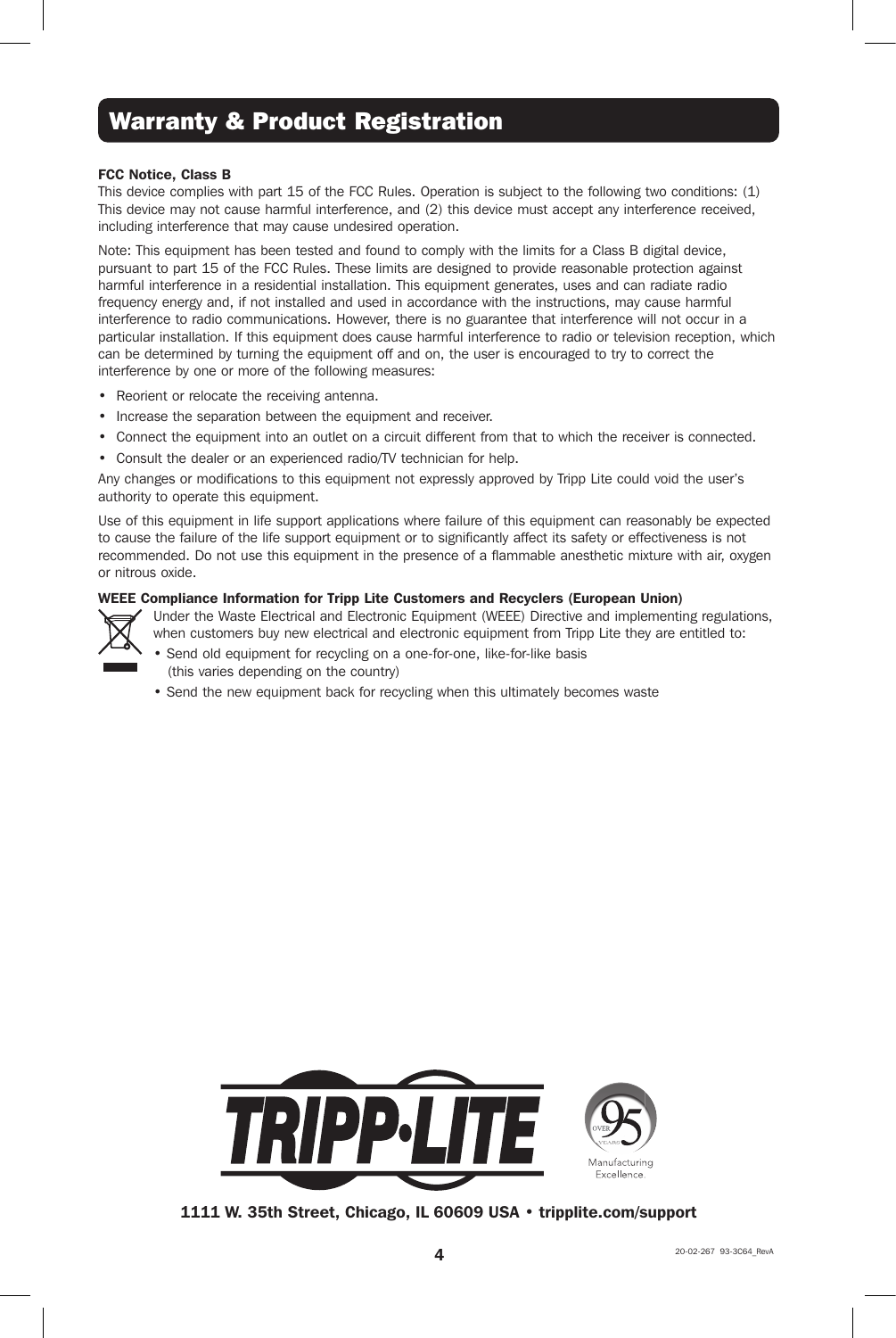# Warranty & Product Registration

**FCC Notice, Class B**

This device complies with part 15 of the FCC Rules. Operation is subject to the following two conditions: (1) This device may not cause harmful interference, and (2) this device must accept any interference received, including interference that may cause undesired operation.

Note: This equipment has been tested and found to comply with the limits for a Class B digital device, pursuant to part 15 of the FCC Rules. These limits are designed to provide reasonable protection against harmful interference in a residential installation. This equipment generates, uses and can radiate radio frequency energy and, if not installed and used in accordance with the instructions, may cause harmful interference to radio communications. However, there is no guarantee that interference will not occur in a particular installation. If this equipment does cause harmful interference to radio or television reception, which can be determined by turning the equipment off and on, the user is encouraged to try to correct the interference by one or more of the following measures:

- Reorient or relocate the receiving antenna.
- Increase the separation between the equipment and receiver.
- Connect the equipment into an outlet on a circuit different from that to which the receiver is connected.
- Consult the dealer or an experienced radio/TV technician for help.

Any changes or modifications to this equipment not expressly approved by Tripp Lite could void the user's authority to operate this equipment.

Use of this equipment in life support applications where failure of this equipment can reasonably be expected to cause the failure of the life support equipment or to significantly affect its safety or effectiveness is not recommended. Do not use this equipment in the presence of a flammable anesthetic mixture with air, oxygen or nitrous oxide.

**WEEE Compliance Information for Tripp Lite Customers and Recyclers (European Union)**

Under the Waste Electrical and Electronic Equipment (WEEE) Directive and implementing regulations, when customers buy new electrical and electronic equipment from Tripp Lite they are entitled to:

- Send old equipment for recycling on a one-for-one, like-for-like basis (this varies depending on the country)
- Send the new equipment back for recycling when this ultimately becomes waste

TRIPP·LITE

OVER 95 YEARS Manufacturing Excellence.

**1111 W. 35th Street, Chicago, IL 60609 USA • tripplite.com/support**

20-02-267 93-3C64_RevA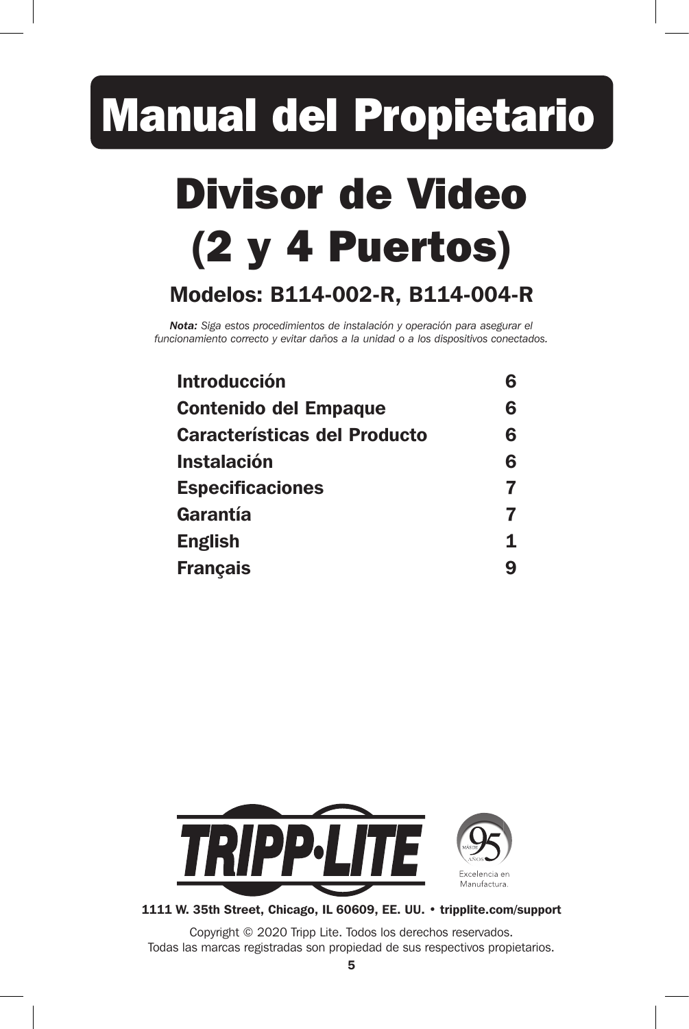# Manual del Propietario

# Divisor de Video (2 y 4 Puertos)

## Modelos: B114-002-R, B114-004-R

***Nota:*** *Siga estos procedimientos de instalación y operación para asegurar el funcionamiento correcto y evitar daños a la unidad o a los dispositivos conectados.*

| | |
|---|---|
| **Introducción** | **6** |
| **Contenido del Empaque** | **6** |
| **Características del Producto** | **6** |
| **Instalación** | **6** |
| **Especificaciones** | **7** |
| **Garantía** | **7** |
| **English** | **1** |
| **Français** | **9** |

TRIPP·LITE

95 MÁS DE AÑOS

Excelencia en Manufactura.

**1111 W. 35th Street, Chicago, IL 60609, EE. UU. • tripplite.com/support**

Copyright © 2020 Tripp Lite. Todos los derechos reservados.
Todas las marcas registradas son propiedad de sus respectivos propietarios.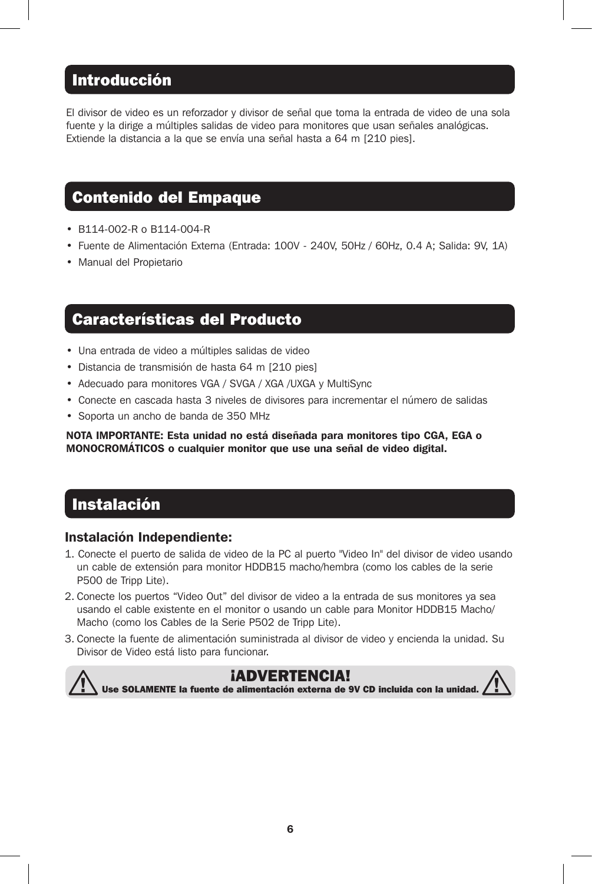## Introducción

El divisor de video es un reforzador y divisor de señal que toma la entrada de video de una sola fuente y la dirige a múltiples salidas de video para monitores que usan señales analógicas. Extiende la distancia a la que se envía una señal hasta a 64 m [210 pies].

## Contenido del Empaque

- B114-002-R o B114-004-R
- Fuente de Alimentación Externa (Entrada: 100V - 240V, 50Hz / 60Hz, 0.4 A; Salida: 9V, 1A)
- Manual del Propietario

## Características del Producto

- Una entrada de video a múltiples salidas de video
- Distancia de transmisión de hasta 64 m [210 pies]
- Adecuado para monitores VGA / SVGA / XGA /UXGA y MultiSync
- Conecte en cascada hasta 3 niveles de divisores para incrementar el número de salidas
- Soporta un ancho de banda de 350 MHz

**NOTA IMPORTANTE: Esta unidad no está diseñada para monitores tipo CGA, EGA o MONOCROMÁTICOS o cualquier monitor que use una señal de video digital.**

## Instalación

### Instalación Independiente:

1. Conecte el puerto de salida de video de la PC al puerto "Video In" del divisor de video usando un cable de extensión para monitor HDDB15 macho/hembra (como los cables de la serie P500 de Tripp Lite).
2. Conecte los puertos "Video Out" del divisor de video a la entrada de sus monitores ya sea usando el cable existente en el monitor o usando un cable para Monitor HDDB15 Macho/Macho (como los Cables de la Serie P502 de Tripp Lite).
3. Conecte la fuente de alimentación suministrada al divisor de video y encienda la unidad. Su Divisor de Video está listo para funcionar.

**¡ADVERTENCIA!**
**Use SOLAMENTE la fuente de alimentación externa de 9V CD incluida con la unidad.**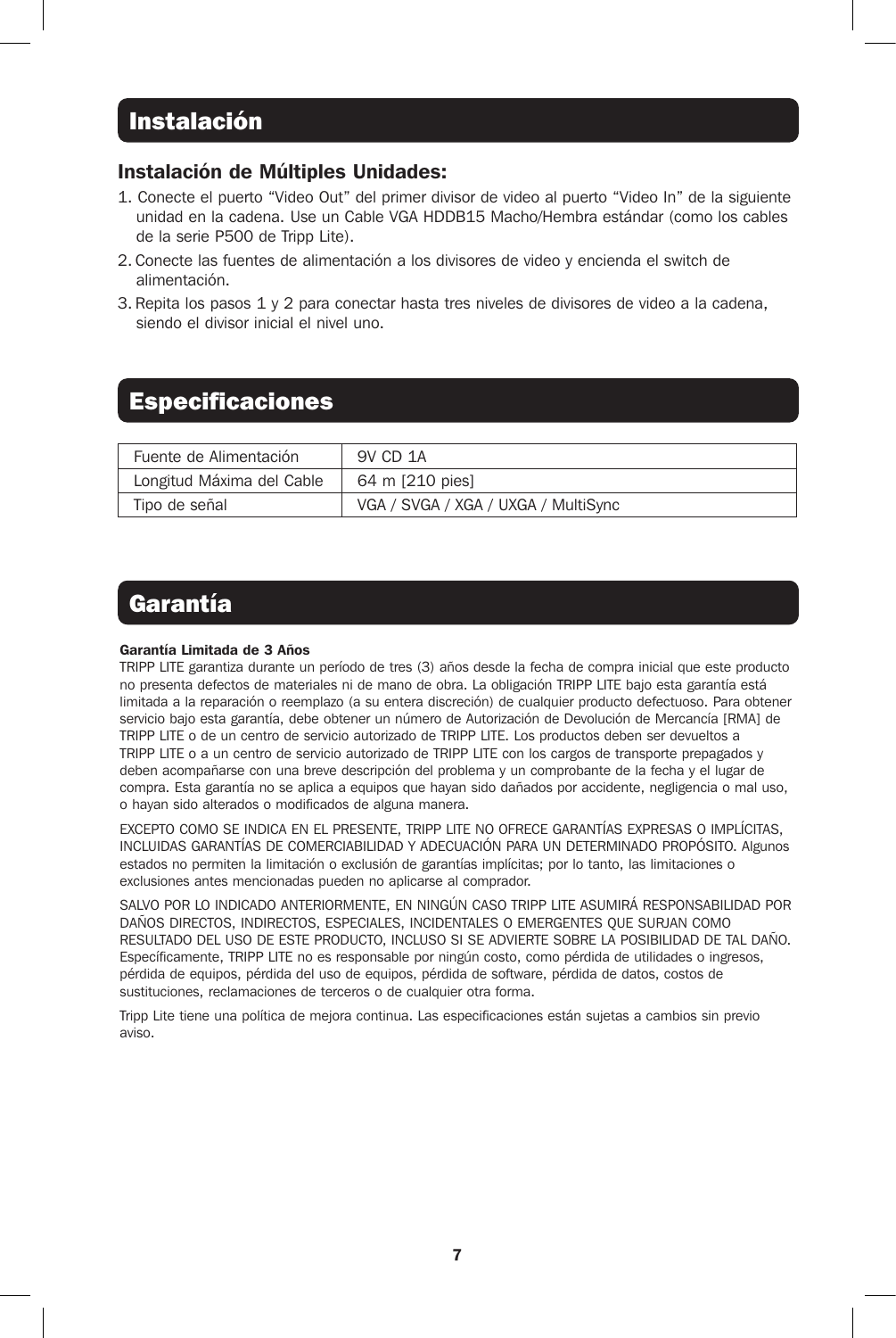## Instalación

### Instalación de Múltiples Unidades:

1. Conecte el puerto “Video Out” del primer divisor de video al puerto “Video In” de la siguiente unidad en la cadena. Use un Cable VGA HDDB15 Macho/Hembra estándar (como los cables de la serie P500 de Tripp Lite).
2. Conecte las fuentes de alimentación a los divisores de video y encienda el switch de alimentación.
3. Repita los pasos 1 y 2 para conectar hasta tres niveles de divisores de video a la cadena, siendo el divisor inicial el nivel uno.

## Especificaciones

| | |
|---|---|
| Fuente de Alimentación | 9V CD 1A |
| Longitud Máxima del Cable | 64 m [210 pies] |
| Tipo de señal | VGA / SVGA / XGA / UXGA / MultiSync |

## Garantía

**Garantía Limitada de 3 Años**

TRIPP LITE garantiza durante un período de tres (3) años desde la fecha de compra inicial que este producto no presenta defectos de materiales ni de mano de obra. La obligación TRIPP LITE bajo esta garantía está limitada a la reparación o reemplazo (a su entera discreción) de cualquier producto defectuoso. Para obtener servicio bajo esta garantía, debe obtener un número de Autorización de Devolución de Mercancía [RMA] de TRIPP LITE o de un centro de servicio autorizado de TRIPP LITE. Los productos deben ser devueltos a TRIPP LITE o a un centro de servicio autorizado de TRIPP LITE con los cargos de transporte prepagados y deben acompañarse con una breve descripción del problema y un comprobante de la fecha y el lugar de compra. Esta garantía no se aplica a equipos que hayan sido dañados por accidente, negligencia o mal uso, o hayan sido alterados o modificados de alguna manera.

EXCEPTO COMO SE INDICA EN EL PRESENTE, TRIPP LITE NO OFRECE GARANTÍAS EXPRESAS O IMPLÍCITAS, INCLUIDAS GARANTÍAS DE COMERCIABILIDAD Y ADECUACIÓN PARA UN DETERMINADO PROPÓSITO. Algunos estados no permiten la limitación o exclusión de garantías implícitas; por lo tanto, las limitaciones o exclusiones antes mencionadas pueden no aplicarse al comprador.

SALVO POR LO INDICADO ANTERIORMENTE, EN NINGÚN CASO TRIPP LITE ASUMIRÁ RESPONSABILIDAD POR DAÑOS DIRECTOS, INDIRECTOS, ESPECIALES, INCIDENTALES O EMERGENTES QUE SURJAN COMO RESULTADO DEL USO DE ESTE PRODUCTO, INCLUSO SI SE ADVIERTE SOBRE LA POSIBILIDAD DE TAL DAÑO. Específicamente, TRIPP LITE no es responsable por ningún costo, como pérdida de utilidades o ingresos, pérdida de equipos, pérdida del uso de equipos, pérdida de software, pérdida de datos, costos de sustituciones, reclamaciones de terceros o de cualquier otra forma.

Tripp Lite tiene una política de mejora continua. Las especificaciones están sujetas a cambios sin previo aviso.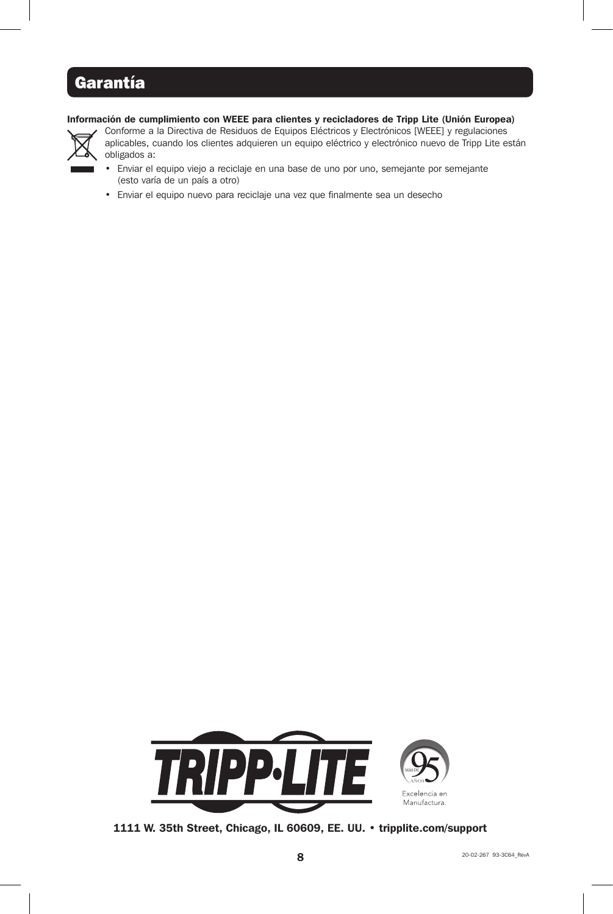# Garantía

**Información de cumplimiento con WEEE para clientes y recicladores de Tripp Lite (Unión Europea)**

Conforme a la Directiva de Residuos de Equipos Eléctricos y Electrónicos [WEEE] y regulaciones aplicables, cuando los clientes adquieren un equipo eléctrico y electrónico nuevo de Tripp Lite están obligados a:

- Enviar el equipo viejo a reciclaje en una base de uno por uno, semejante por semejante (esto varía de un país a otro)
- Enviar el equipo nuevo para reciclaje una vez que finalmente sea un desecho

Excelencia en Manufactura.

**1111 W. 35th Street, Chicago, IL 60609, EE. UU. • tripplite.com/support**

20-02-267 93-3C64_RevA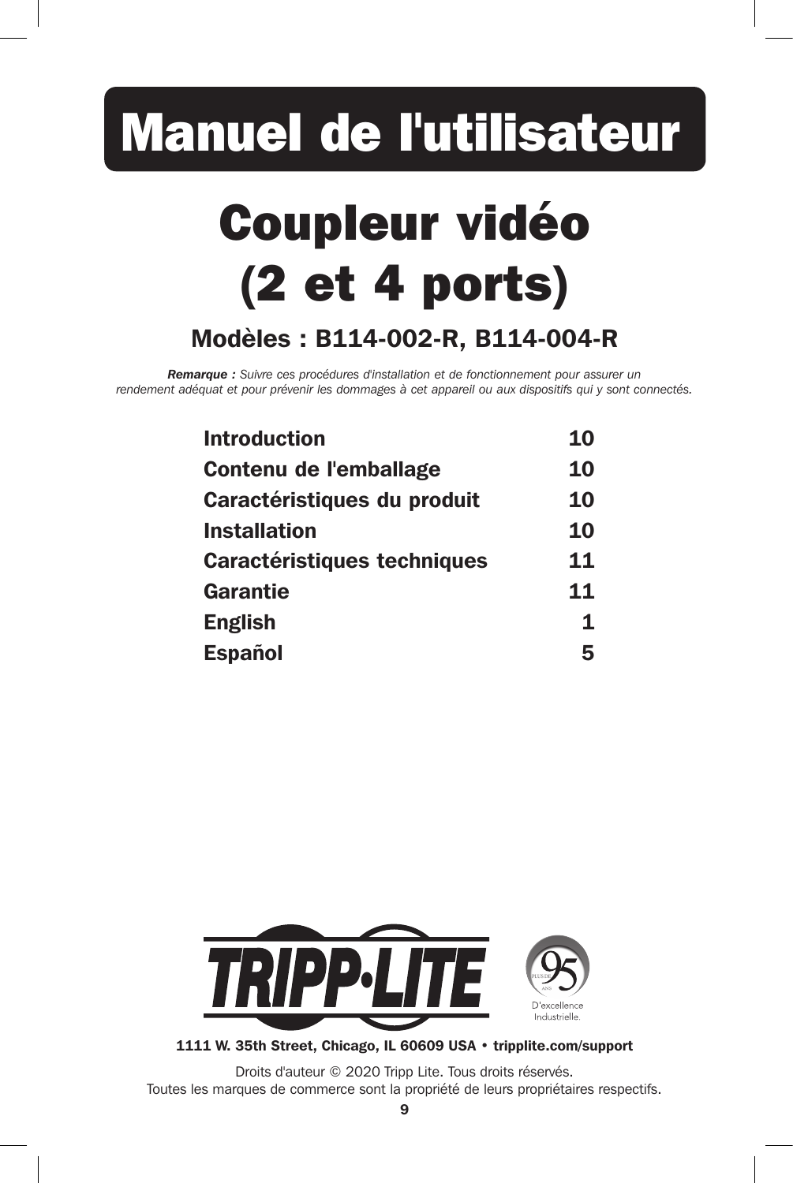# Manuel de l'utilisateur

# Coupleur vidéo (2 et 4 ports)

## Modèles : B114-002-R, B114-004-R

***Remarque :*** *Suivre ces procédures d'installation et de fonctionnement pour assurer un rendement adéquat et pour prévenir les dommages à cet appareil ou aux dispositifs qui y sont connectés.*

| | |
|---|---|
| **Introduction** | **10** |
| **Contenu de l'emballage** | **10** |
| **Caractéristiques du produit** | **10** |
| **Installation** | **10** |
| **Caractéristiques techniques** | **11** |
| **Garantie** | **11** |
| **English** | **1** |
| **Español** | **5** |

TRIPP·LITE

PLUS DE 95 ANS D'excellence Industrielle.

**1111 W. 35th Street, Chicago, IL 60609 USA • tripplite.com/support**

Droits d'auteur © 2020 Tripp Lite. Tous droits réservés.
Toutes les marques de commerce sont la propriété de leurs propriétaires respectifs.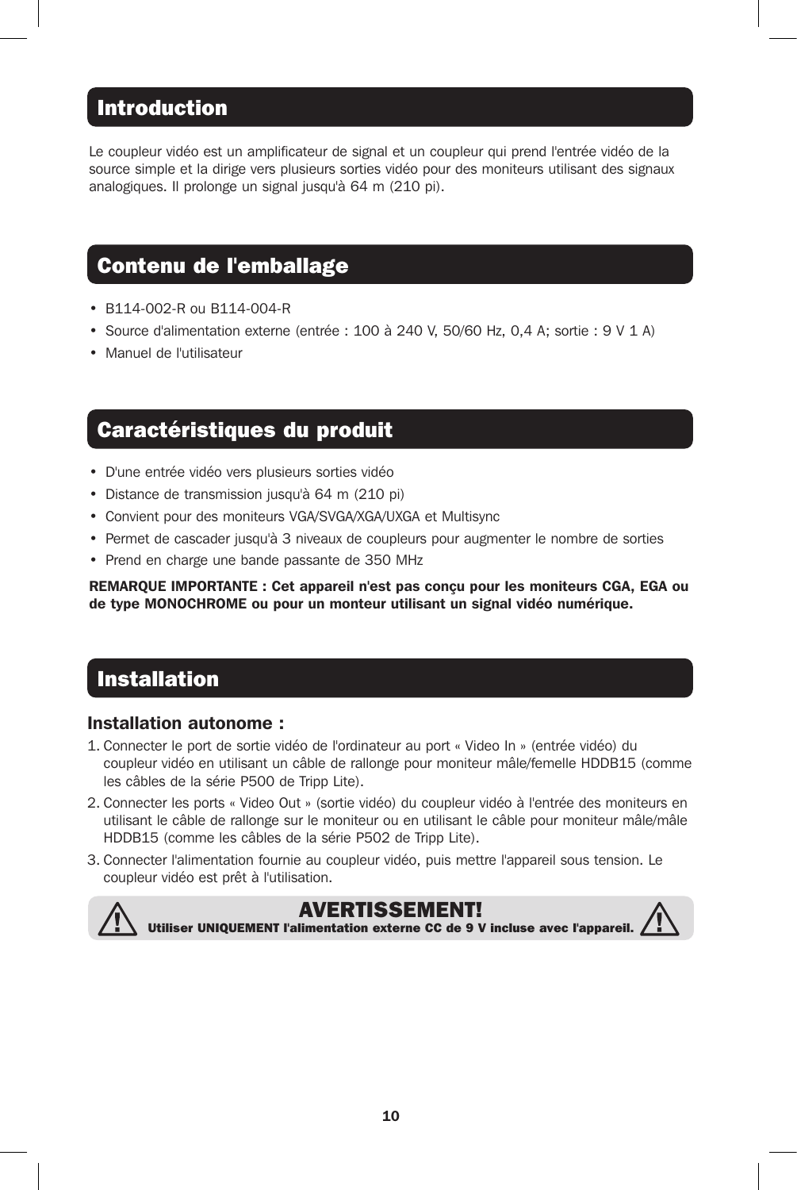## Introduction

Le coupleur vidéo est un amplificateur de signal et un coupleur qui prend l'entrée vidéo de la source simple et la dirige vers plusieurs sorties vidéo pour des moniteurs utilisant des signaux analogiques. Il prolonge un signal jusqu'à 64 m (210 pi).

## Contenu de l'emballage

- B114-002-R ou B114-004-R
- Source d'alimentation externe (entrée : 100 à 240 V, 50/60 Hz, 0,4 A; sortie : 9 V 1 A)
- Manuel de l'utilisateur

## Caractéristiques du produit

- D'une entrée vidéo vers plusieurs sorties vidéo
- Distance de transmission jusqu'à 64 m (210 pi)
- Convient pour des moniteurs VGA/SVGA/XGA/UXGA et Multisync
- Permet de cascader jusqu'à 3 niveaux de coupleurs pour augmenter le nombre de sorties
- Prend en charge une bande passante de 350 MHz

**REMARQUE IMPORTANTE : Cet appareil n'est pas conçu pour les moniteurs CGA, EGA ou de type MONOCHROME ou pour un monteur utilisant un signal vidéo numérique.**

## Installation

### Installation autonome :

1. Connecter le port de sortie vidéo de l'ordinateur au port « Video In » (entrée vidéo) du coupleur vidéo en utilisant un câble de rallonge pour moniteur mâle/femelle HDDB15 (comme les câbles de la série P500 de Tripp Lite).
2. Connecter les ports « Video Out » (sortie vidéo) du coupleur vidéo à l'entrée des moniteurs en utilisant le câble de rallonge sur le moniteur ou en utilisant le câble pour moniteur mâle/mâle HDDB15 (comme les câbles de la série P502 de Tripp Lite).
3. Connecter l'alimentation fournie au coupleur vidéo, puis mettre l'appareil sous tension. Le coupleur vidéo est prêt à l'utilisation.

**AVERTISSEMENT!**

**Utiliser UNIQUEMENT l'alimentation externe CC de 9 V incluse avec l'appareil.**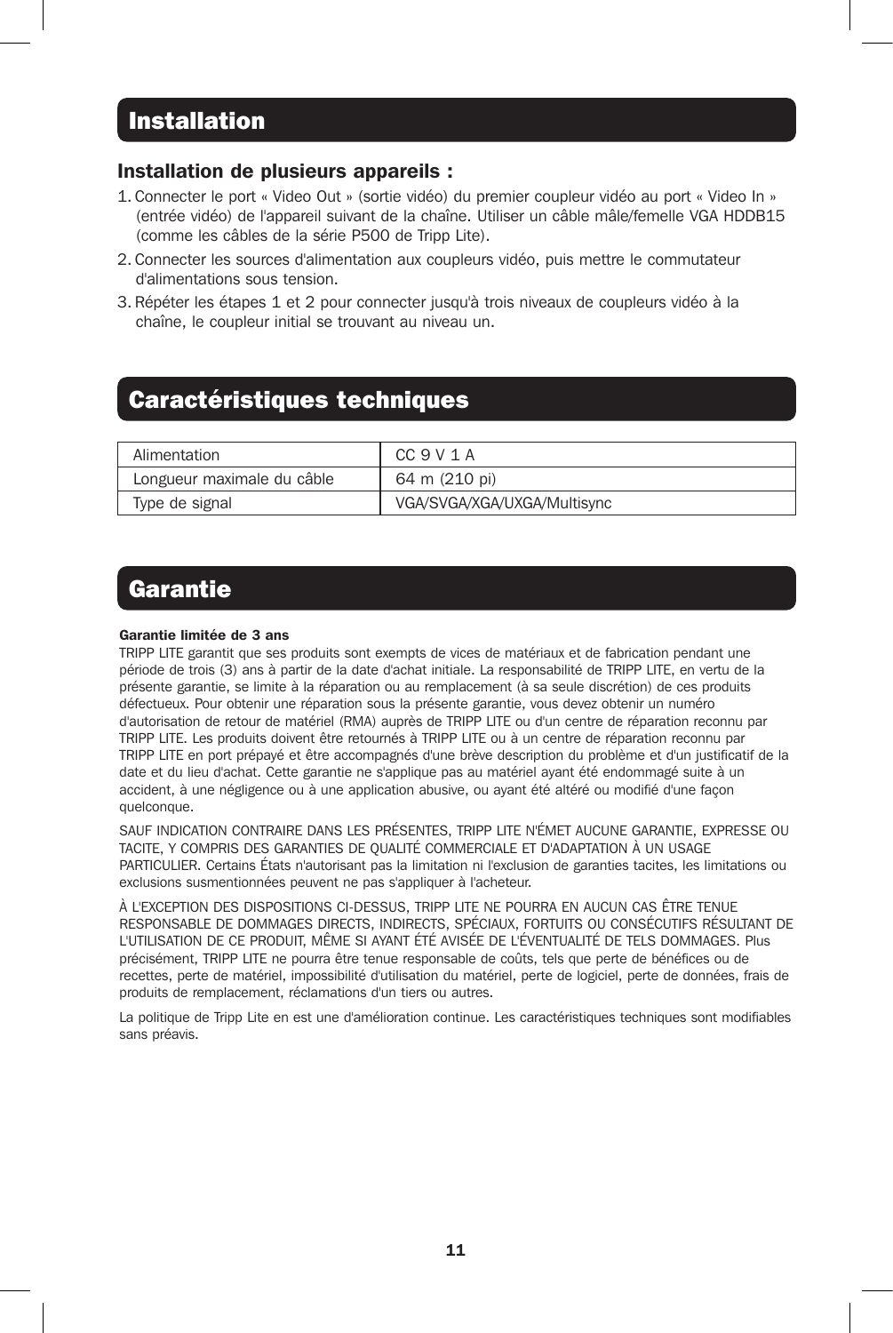## Installation

### Installation de plusieurs appareils :

1. Connecter le port « Video Out » (sortie vidéo) du premier coupleur vidéo au port « Video In » (entrée vidéo) de l'appareil suivant de la chaîne. Utiliser un câble mâle/femelle VGA HDDB15 (comme les câbles de la série P500 de Tripp Lite).
2. Connecter les sources d'alimentation aux coupleurs vidéo, puis mettre le commutateur d'alimentations sous tension.
3. Répéter les étapes 1 et 2 pour connecter jusqu'à trois niveaux de coupleurs vidéo à la chaîne, le coupleur initial se trouvant au niveau un.

## Caractéristiques techniques

| | |
|---|---|
| Alimentation | CC 9 V 1 A |
| Longueur maximale du câble | 64 m (210 pi) |
| Type de signal | VGA/SVGA/XGA/UXGA/Multisync |

## Garantie

**Garantie limitée de 3 ans**

TRIPP LITE garantit que ses produits sont exempts de vices de matériaux et de fabrication pendant une période de trois (3) ans à partir de la date d'achat initiale. La responsabilité de TRIPP LITE, en vertu de la présente garantie, se limite à la réparation ou au remplacement (à sa seule discrétion) de ces produits défectueux. Pour obtenir une réparation sous la présente garantie, vous devez obtenir un numéro d'autorisation de retour de matériel (RMA) auprès de TRIPP LITE ou d'un centre de réparation reconnu par TRIPP LITE. Les produits doivent être retournés à TRIPP LITE ou à un centre de réparation reconnu par TRIPP LITE en port prépayé et être accompagnés d'une brève description du problème et d'un justificatif de la date et du lieu d'achat. Cette garantie ne s'applique pas au matériel ayant été endommagé suite à un accident, à une négligence ou à une application abusive, ou ayant été altéré ou modifié d'une façon quelconque.

SAUF INDICATION CONTRAIRE DANS LES PRÉSENTES, TRIPP LITE N'ÉMET AUCUNE GARANTIE, EXPRESSE OU TACITE, Y COMPRIS DES GARANTIES DE QUALITÉ COMMERCIALE ET D'ADAPTATION À UN USAGE PARTICULIER. Certains États n'autorisant pas la limitation ni l'exclusion de garanties tacites, les limitations ou exclusions susmentionnées peuvent ne pas s'appliquer à l'acheteur.

À L'EXCEPTION DES DISPOSITIONS CI-DESSUS, TRIPP LITE NE POURRA EN AUCUN CAS ÊTRE TENUE RESPONSABLE DE DOMMAGES DIRECTS, INDIRECTS, SPÉCIAUX, FORTUITS OU CONSÉCUTIFS RÉSULTANT DE L'UTILISATION DE CE PRODUIT, MÊME SI AYANT ÉTÉ AVISÉE DE L'ÉVENTUALITÉ DE TELS DOMMAGES. Plus précisément, TRIPP LITE ne pourra être tenue responsable de coûts, tels que perte de bénéfices ou de recettes, perte de matériel, impossibilité d'utilisation du matériel, perte de logiciel, perte de données, frais de produits de remplacement, réclamations d'un tiers ou autres.

La politique de Tripp Lite en est une d'amélioration continue. Les caractéristiques techniques sont modifiables sans préavis.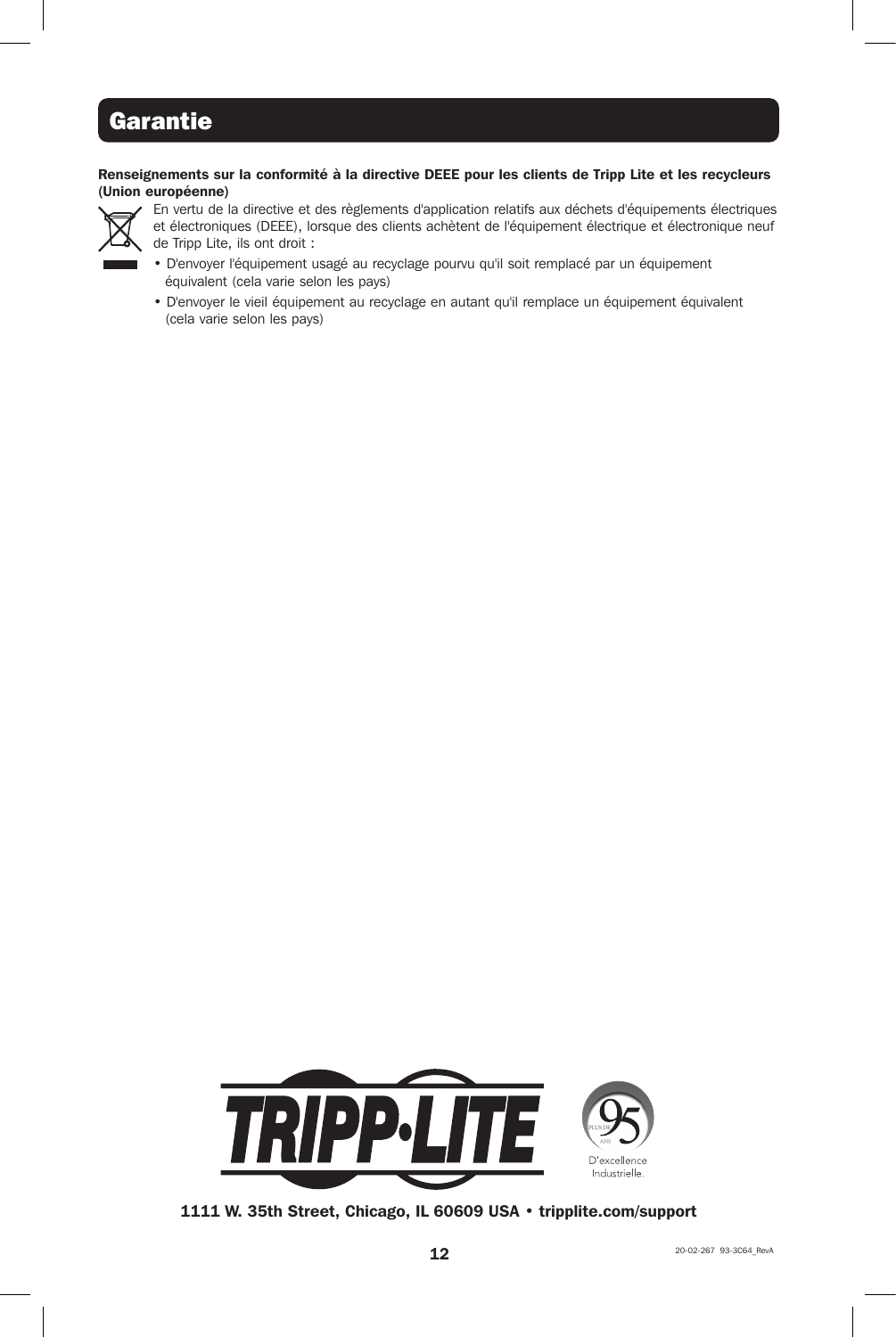# Garantie

**Renseignements sur la conformité à la directive DEEE pour les clients de Tripp Lite et les recycleurs (Union européenne)**

En vertu de la directive et des règlements d'application relatifs aux déchets d'équipements électriques et électroniques (DEEE), lorsque des clients achètent de l'équipement électrique et électronique neuf de Tripp Lite, ils ont droit :

- D'envoyer l'équipement usagé au recyclage pourvu qu'il soit remplacé par un équipement équivalent (cela varie selon les pays)
- D'envoyer le vieil équipement au recyclage en autant qu'il remplace un équipement équivalent (cela varie selon les pays)

TRIPP·LITE

PLUS DE 95 ANS
D'excellence Industrielle.

**1111 W. 35th Street, Chicago, IL 60609 USA • tripplite.com/support**

20-02-267 93-3C64_RevA